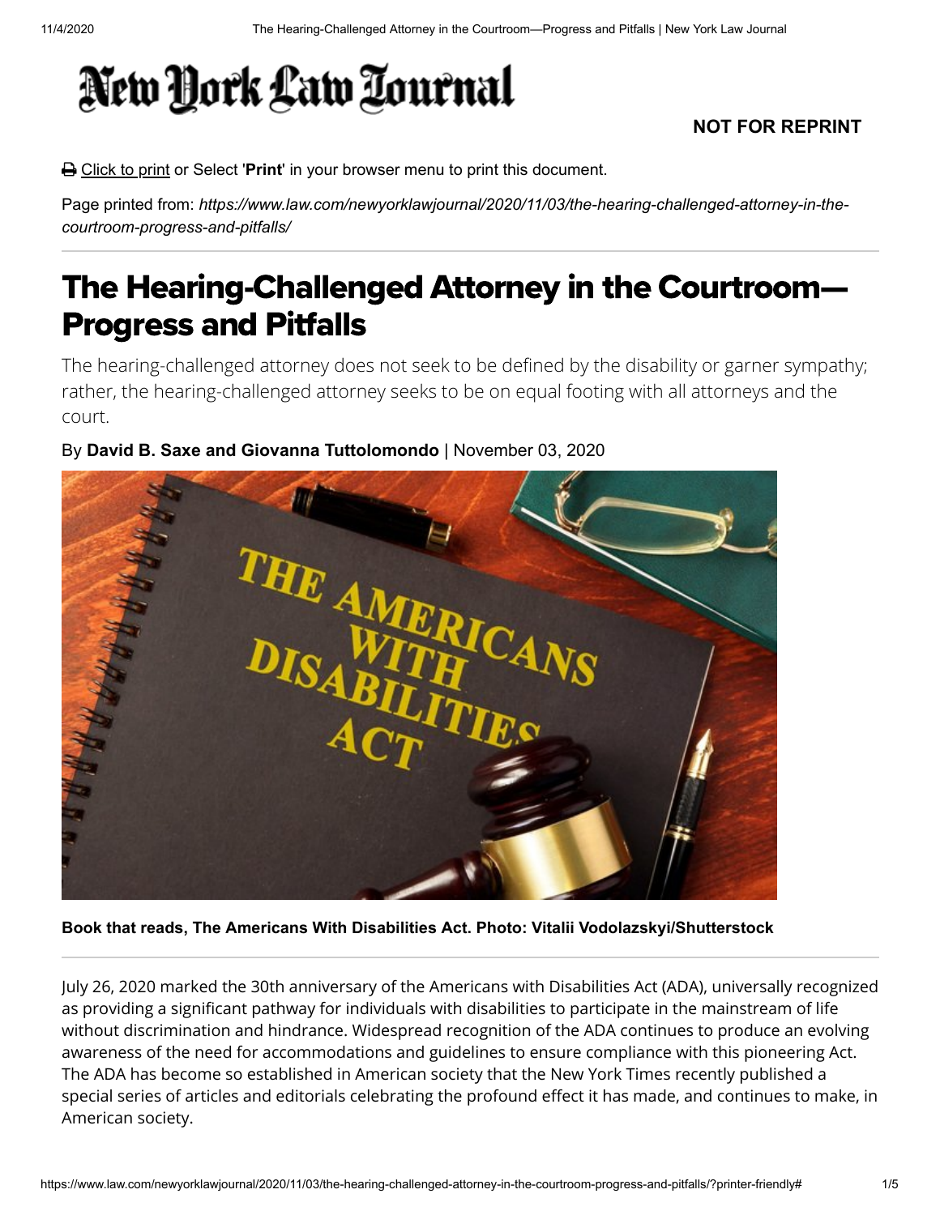# The Hearing-Challenged Attorney in the Courtroom—Progress and Pitfalls

The hearing-challenged attorney does not seek to be defined by the disability or garner sympathy; rather, the hearing-challenged attorney seeks to be on equal footing with all attorneys and the court.

By **David B. Saxe and Giovanna Tuttolomondo** | November 03, 2020

**Book that reads, The Americans With Disabilities Act. Photo: Vitalii Vodolazskyi/Shutterstock**

July 26, 2020 marked the 30th anniversary of the Americans with Disabilities Act (ADA), universally recognized as providing a significant pathway for individuals with disabilities to participate in the mainstream of life without discrimination and hindrance. Widespread recognition of the ADA continues to produce an evolving awareness of the need for accommodations and guidelines to ensure compliance with this pioneering Act. The ADA has become so established in American society that the New York Times recently published a special series of articles and editorials celebrating the profound effect it has made, and continues to make, in American society.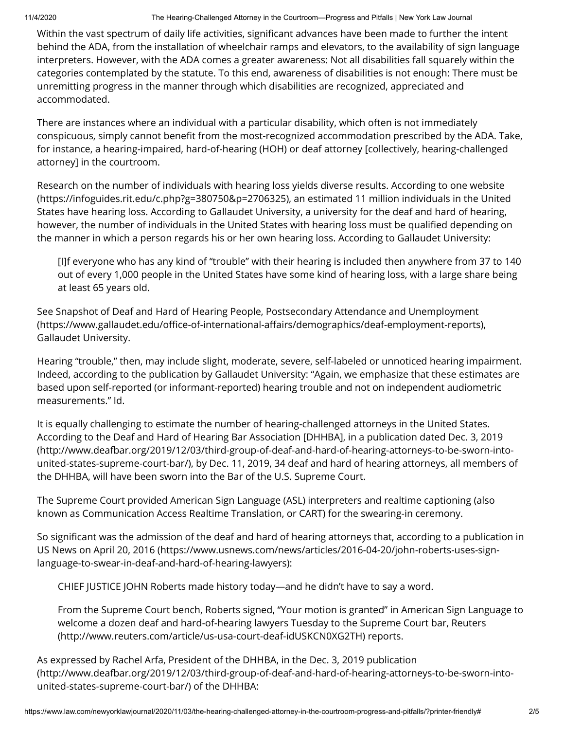Within the vast spectrum of daily life activities, significant advances have been made to further the intent behind the ADA, from the installation of wheelchair ramps and elevators, to the availability of sign language interpreters. However, with the ADA comes a greater awareness: Not all disabilities fall squarely within the categories contemplated by the statute. To this end, awareness of disabilities is not enough: There must be unremitting progress in the manner through which disabilities are recognized, appreciated and accommodated.

There are instances where an individual with a particular disability, which often is not immediately conspicuous, simply cannot benefit from the most-recognized accommodation prescribed by the ADA. Take, for instance, a hearing-impaired, hard-of-hearing (HOH) or deaf attorney [collectively, hearing-challenged attorney] in the courtroom.

Research on the number of individuals with hearing loss yields diverse results. According to one website (https://infoguides.rit.edu/c.php?g=380750&p=2706325), an estimated 11 million individuals in the United States have hearing loss. According to Gallaudet University, a university for the deaf and hard of hearing, however, the number of individuals in the United States with hearing loss must be qualified depending on the manner in which a person regards his or her own hearing loss. According to Gallaudet University:

> [I]f everyone who has any kind of "trouble" with their hearing is included then anywhere from 37 to 140 out of every 1,000 people in the United States have some kind of hearing loss, with a large share being at least 65 years old.

See Snapshot of Deaf and Hard of Hearing People, Postsecondary Attendance and Unemployment (https://www.gallaudet.edu/office-of-international-affairs/demographics/deaf-employment-reports), Gallaudet University.

Hearing "trouble," then, may include slight, moderate, severe, self-labeled or unnoticed hearing impairment. Indeed, according to the publication by Gallaudet University: "Again, we emphasize that these estimates are based upon self-reported (or informant-reported) hearing trouble and not on independent audiometric measurements." Id.

It is equally challenging to estimate the number of hearing-challenged attorneys in the United States. According to the Deaf and Hard of Hearing Bar Association [DHHBA], in a publication dated Dec. 3, 2019 (http://www.deafbar.org/2019/12/03/third-group-of-deaf-and-hard-of-hearing-attorneys-to-be-sworn-into-united-states-supreme-court-bar/), by Dec. 11, 2019, 34 deaf and hard of hearing attorneys, all members of the DHHBA, will have been sworn into the Bar of the U.S. Supreme Court.

The Supreme Court provided American Sign Language (ASL) interpreters and realtime captioning (also known as Communication Access Realtime Translation, or CART) for the swearing-in ceremony.

So significant was the admission of the deaf and hard of hearing attorneys that, according to a publication in US News on April 20, 2016 (https://www.usnews.com/news/articles/2016-04-20/john-roberts-uses-sign-language-to-swear-in-deaf-and-hard-of-hearing-lawyers):

> CHIEF JUSTICE JOHN Roberts made history today—and he didn't have to say a word.
>
> From the Supreme Court bench, Roberts signed, "Your motion is granted" in American Sign Language to welcome a dozen deaf and hard-of-hearing lawyers Tuesday to the Supreme Court bar, Reuters (http://www.reuters.com/article/us-usa-court-deaf-idUSKCN0XG2TH) reports.

As expressed by Rachel Arfa, President of the DHHBA, in the Dec. 3, 2019 publication (http://www.deafbar.org/2019/12/03/third-group-of-deaf-and-hard-of-hearing-attorneys-to-be-sworn-into-united-states-supreme-court-bar/) of the DHHBA: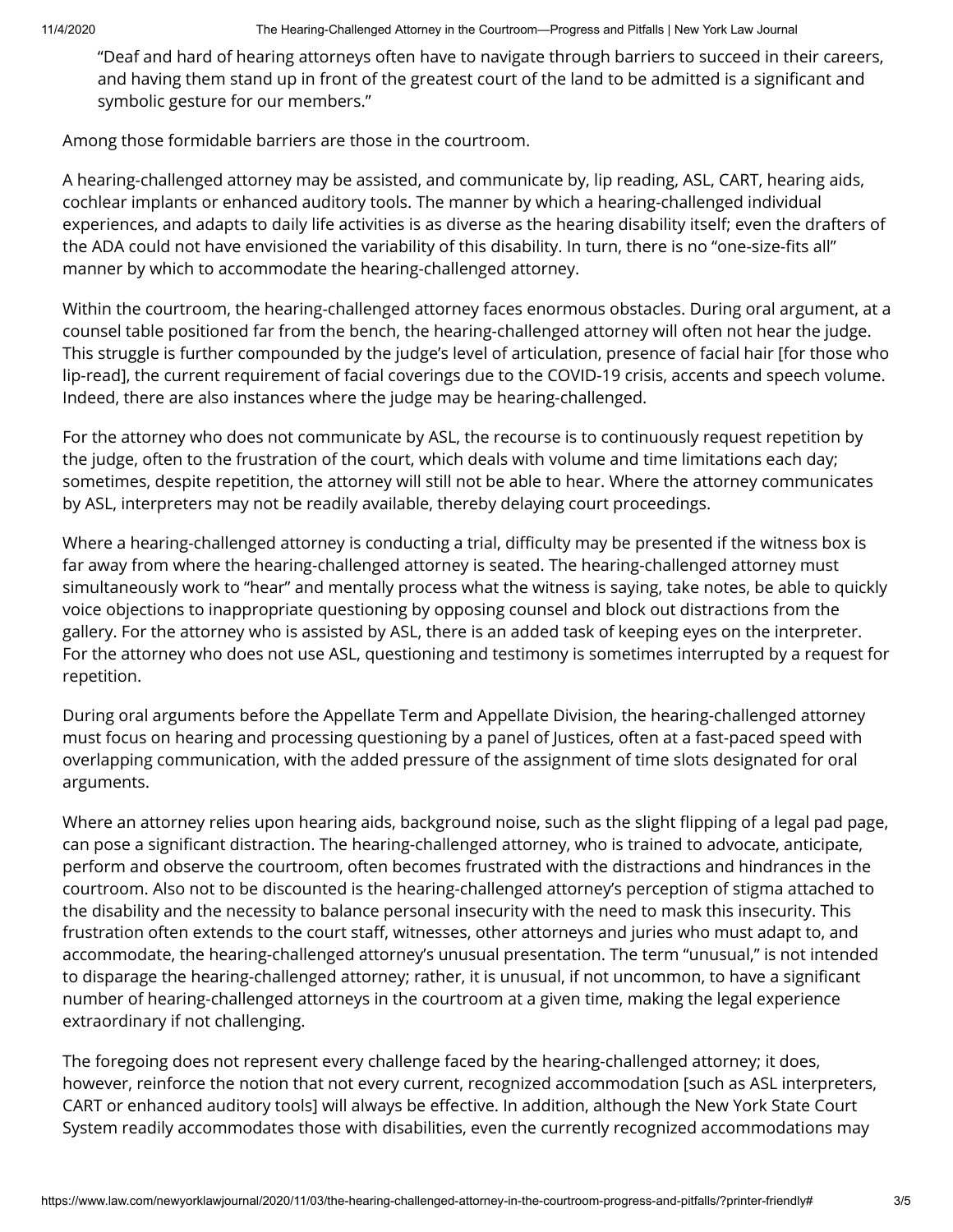"Deaf and hard of hearing attorneys often have to navigate through barriers to succeed in their careers, and having them stand up in front of the greatest court of the land to be admitted is a significant and symbolic gesture for our members."

Among those formidable barriers are those in the courtroom.

A hearing-challenged attorney may be assisted, and communicate by, lip reading, ASL, CART, hearing aids, cochlear implants or enhanced auditory tools. The manner by which a hearing-challenged individual experiences, and adapts to daily life activities is as diverse as the hearing disability itself; even the drafters of the ADA could not have envisioned the variability of this disability. In turn, there is no "one-size-fits all" manner by which to accommodate the hearing-challenged attorney.

Within the courtroom, the hearing-challenged attorney faces enormous obstacles. During oral argument, at a counsel table positioned far from the bench, the hearing-challenged attorney will often not hear the judge. This struggle is further compounded by the judge's level of articulation, presence of facial hair [for those who lip-read], the current requirement of facial coverings due to the COVID-19 crisis, accents and speech volume. Indeed, there are also instances where the judge may be hearing-challenged.

For the attorney who does not communicate by ASL, the recourse is to continuously request repetition by the judge, often to the frustration of the court, which deals with volume and time limitations each day; sometimes, despite repetition, the attorney will still not be able to hear. Where the attorney communicates by ASL, interpreters may not be readily available, thereby delaying court proceedings.

Where a hearing-challenged attorney is conducting a trial, difficulty may be presented if the witness box is far away from where the hearing-challenged attorney is seated. The hearing-challenged attorney must simultaneously work to "hear" and mentally process what the witness is saying, take notes, be able to quickly voice objections to inappropriate questioning by opposing counsel and block out distractions from the gallery. For the attorney who is assisted by ASL, there is an added task of keeping eyes on the interpreter. For the attorney who does not use ASL, questioning and testimony is sometimes interrupted by a request for repetition.

During oral arguments before the Appellate Term and Appellate Division, the hearing-challenged attorney must focus on hearing and processing questioning by a panel of Justices, often at a fast-paced speed with overlapping communication, with the added pressure of the assignment of time slots designated for oral arguments.

Where an attorney relies upon hearing aids, background noise, such as the slight flipping of a legal pad page, can pose a significant distraction. The hearing-challenged attorney, who is trained to advocate, anticipate, perform and observe the courtroom, often becomes frustrated with the distractions and hindrances in the courtroom. Also not to be discounted is the hearing-challenged attorney's perception of stigma attached to the disability and the necessity to balance personal insecurity with the need to mask this insecurity. This frustration often extends to the court staff, witnesses, other attorneys and juries who must adapt to, and accommodate, the hearing-challenged attorney's unusual presentation. The term "unusual," is not intended to disparage the hearing-challenged attorney; rather, it is unusual, if not uncommon, to have a significant number of hearing-challenged attorneys in the courtroom at a given time, making the legal experience extraordinary if not challenging.

The foregoing does not represent every challenge faced by the hearing-challenged attorney; it does, however, reinforce the notion that not every current, recognized accommodation [such as ASL interpreters, CART or enhanced auditory tools] will always be effective. In addition, although the New York State Court System readily accommodates those with disabilities, even the currently recognized accommodations may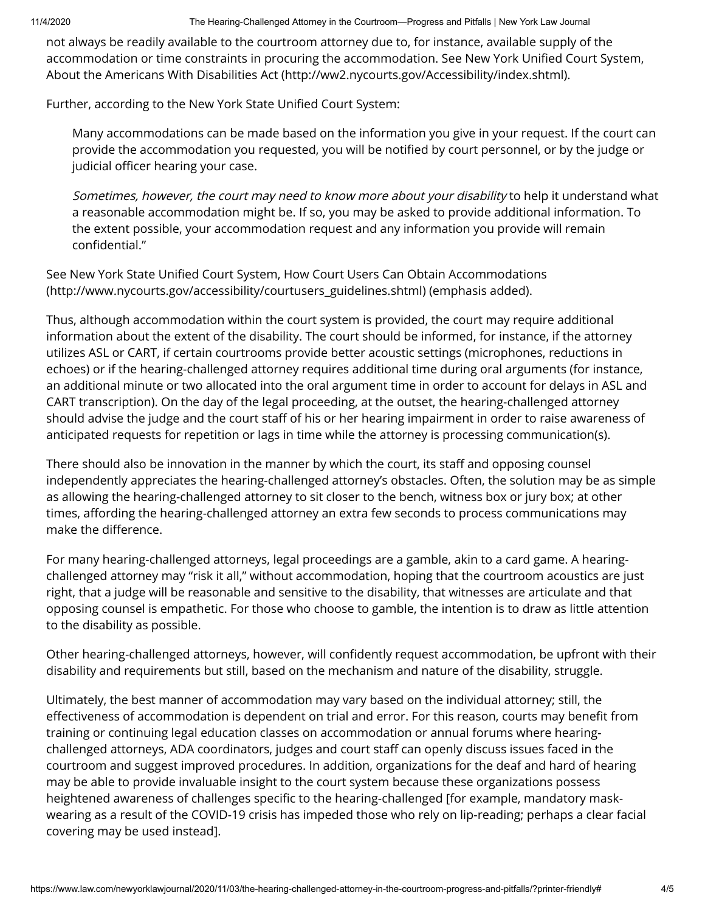not always be readily available to the courtroom attorney due to, for instance, available supply of the accommodation or time constraints in procuring the accommodation. See New York Unified Court System, About the Americans With Disabilities Act (http://ww2.nycourts.gov/Accessibility/index.shtml).

Further, according to the New York State Unified Court System:

> Many accommodations can be made based on the information you give in your request. If the court can provide the accommodation you requested, you will be notified by court personnel, or by the judge or judicial officer hearing your case.
>
> *Sometimes, however, the court may need to know more about your disability* to help it understand what a reasonable accommodation might be. If so, you may be asked to provide additional information. To the extent possible, your accommodation request and any information you provide will remain confidential."

See New York State Unified Court System, How Court Users Can Obtain Accommodations (http://www.nycourts.gov/accessibility/courtusers_guidelines.shtml) (emphasis added).

Thus, although accommodation within the court system is provided, the court may require additional information about the extent of the disability. The court should be informed, for instance, if the attorney utilizes ASL or CART, if certain courtrooms provide better acoustic settings (microphones, reductions in echoes) or if the hearing-challenged attorney requires additional time during oral arguments (for instance, an additional minute or two allocated into the oral argument time in order to account for delays in ASL and CART transcription). On the day of the legal proceeding, at the outset, the hearing-challenged attorney should advise the judge and the court staff of his or her hearing impairment in order to raise awareness of anticipated requests for repetition or lags in time while the attorney is processing communication(s).

There should also be innovation in the manner by which the court, its staff and opposing counsel independently appreciates the hearing-challenged attorney's obstacles. Often, the solution may be as simple as allowing the hearing-challenged attorney to sit closer to the bench, witness box or jury box; at other times, affording the hearing-challenged attorney an extra few seconds to process communications may make the difference.

For many hearing-challenged attorneys, legal proceedings are a gamble, akin to a card game. A hearing-challenged attorney may "risk it all," without accommodation, hoping that the courtroom acoustics are just right, that a judge will be reasonable and sensitive to the disability, that witnesses are articulate and that opposing counsel is empathetic. For those who choose to gamble, the intention is to draw as little attention to the disability as possible.

Other hearing-challenged attorneys, however, will confidently request accommodation, be upfront with their disability and requirements but still, based on the mechanism and nature of the disability, struggle.

Ultimately, the best manner of accommodation may vary based on the individual attorney; still, the effectiveness of accommodation is dependent on trial and error. For this reason, courts may benefit from training or continuing legal education classes on accommodation or annual forums where hearing-challenged attorneys, ADA coordinators, judges and court staff can openly discuss issues faced in the courtroom and suggest improved procedures. In addition, organizations for the deaf and hard of hearing may be able to provide invaluable insight to the court system because these organizations possess heightened awareness of challenges specific to the hearing-challenged [for example, mandatory mask-wearing as a result of the COVID-19 crisis has impeded those who rely on lip-reading; perhaps a clear facial covering may be used instead].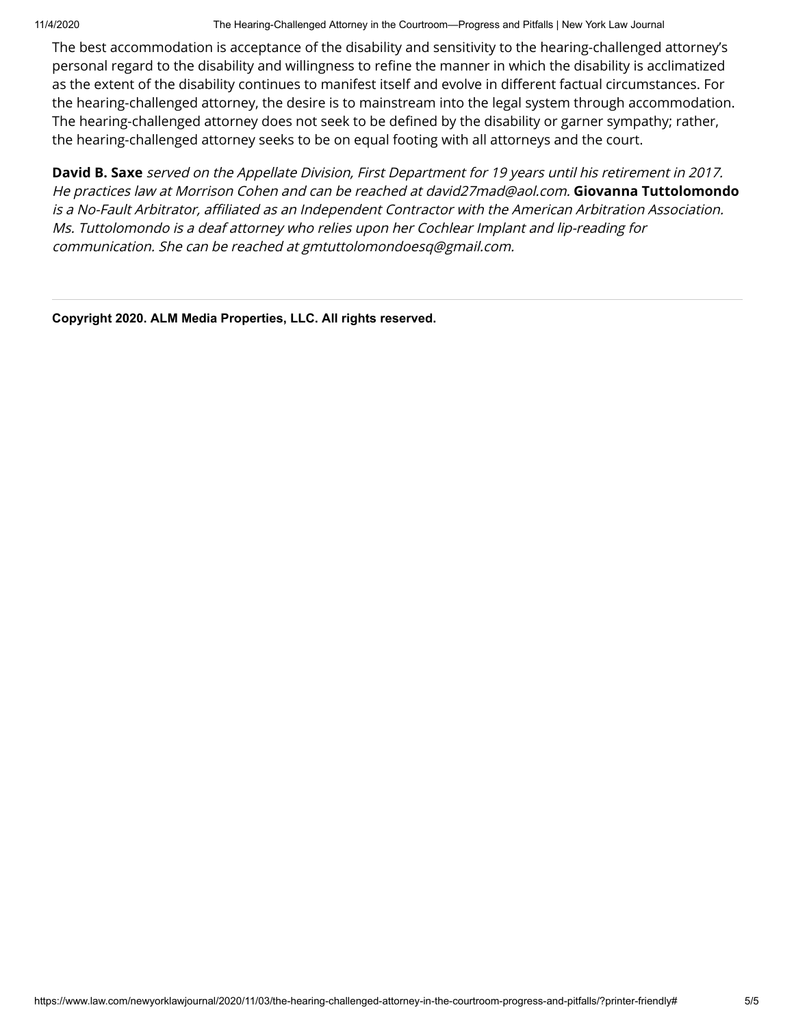The best accommodation is acceptance of the disability and sensitivity to the hearing-challenged attorney's personal regard to the disability and willingness to refine the manner in which the disability is acclimatized as the extent of the disability continues to manifest itself and evolve in different factual circumstances. For the hearing-challenged attorney, the desire is to mainstream into the legal system through accommodation. The hearing-challenged attorney does not seek to be defined by the disability or garner sympathy; rather, the hearing-challenged attorney seeks to be on equal footing with all attorneys and the court.

**David B. Saxe** *served on the Appellate Division, First Department for 19 years until his retirement in 2017. He practices law at Morrison Cohen and can be reached at david27mad@aol.com.* **Giovanna Tuttolomondo** *is a No-Fault Arbitrator, affiliated as an Independent Contractor with the American Arbitration Association. Ms. Tuttolomondo is a deaf attorney who relies upon her Cochlear Implant and lip-reading for communication. She can be reached at gmtuttolomondoesq@gmail.com.*

---

**Copyright 2020. ALM Media Properties, LLC. All rights reserved.**